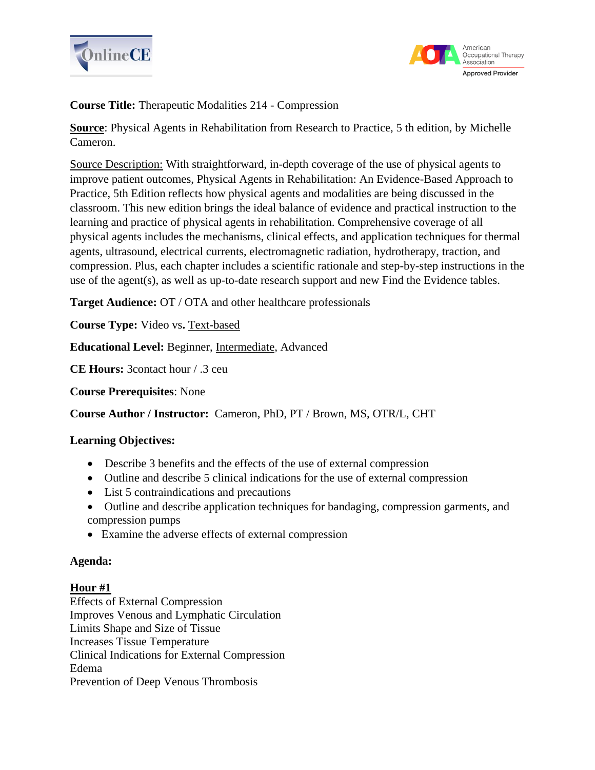**Course Title:** Therapeutic Modalities 214 - Compression

**Source**: Physical Agents in Rehabilitation from Research to Practice, 5 th edition, by Michelle Cameron.

Source Description: With straightforward, in-depth coverage of the use of physical agents to improve patient outcomes, Physical Agents in Rehabilitation: An Evidence-Based Approach to Practice, 5th Edition reflects how physical agents and modalities are being discussed in the classroom. This new edition brings the ideal balance of evidence and practical instruction to the learning and practice of physical agents in rehabilitation. Comprehensive coverage of all physical agents includes the mechanisms, clinical effects, and application techniques for thermal agents, ultrasound, electrical currents, electromagnetic radiation, hydrotherapy, traction, and compression. Plus, each chapter includes a scientific rationale and step-by-step instructions in the use of the agent(s), as well as up-to-date research support and new Find the Evidence tables.

**Target Audience:** OT / OTA and other healthcare professionals

**Course Type:** Video vs**.** Text-based

**Educational Level:** Beginner, Intermediate, Advanced

**CE Hours:** 3contact hour / .3 ceu

**Course Prerequisites**: None

**Course Author / Instructor:** Cameron, PhD, PT / Brown, MS, OTR/L, CHT

**Learning Objectives:**

- Describe 3 benefits and the effects of the use of external compression
- Outline and describe 5 clinical indications for the use of external compression
- List 5 contraindications and precautions
- Outline and describe application techniques for bandaging, compression garments, and compression pumps
- Examine the adverse effects of external compression

**Agenda:**

**Hour #1**

Effects of External Compression
Improves Venous and Lymphatic Circulation
Limits Shape and Size of Tissue
Increases Tissue Temperature
Clinical Indications for External Compression
Edema
Prevention of Deep Venous Thrombosis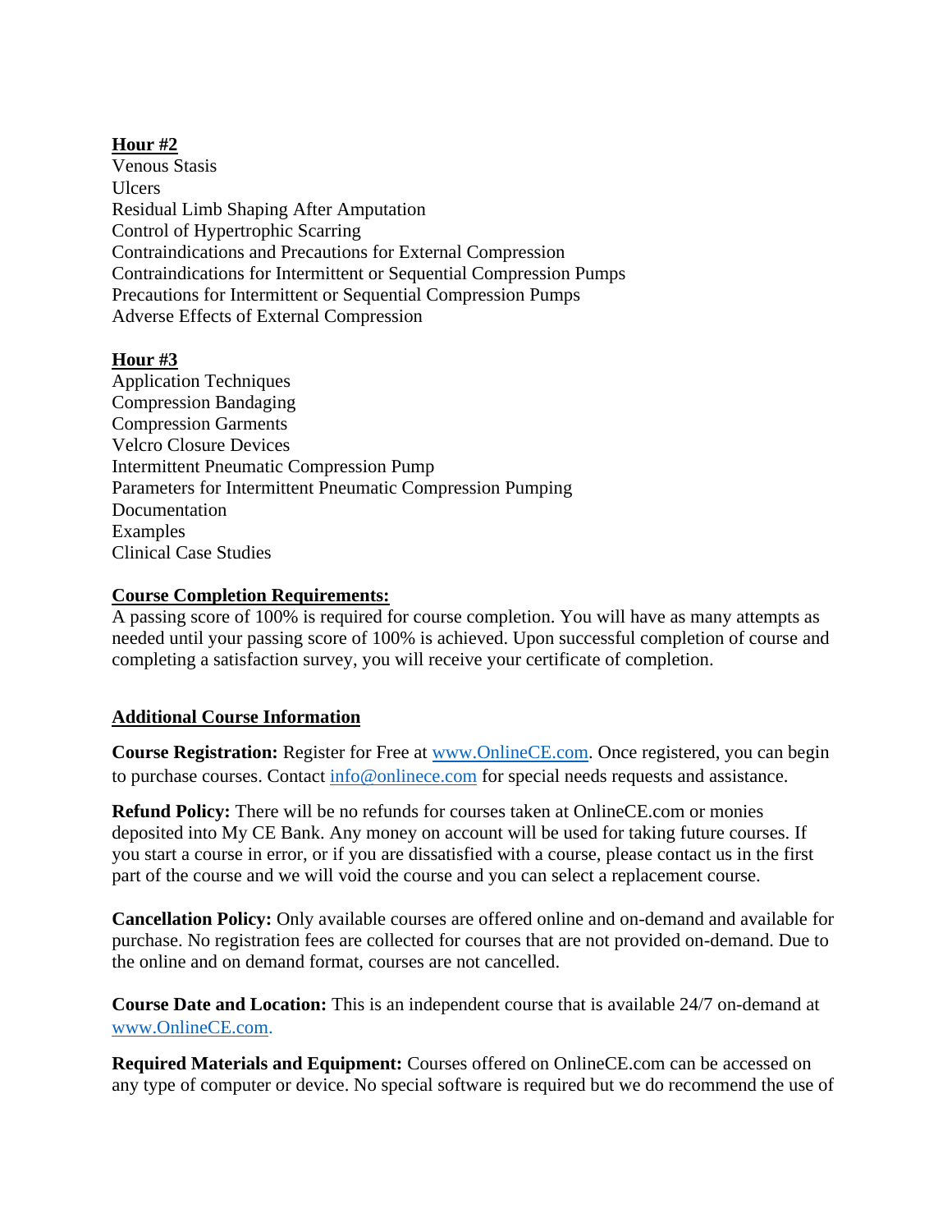**Hour #2**

Venous Stasis
Ulcers
Residual Limb Shaping After Amputation
Control of Hypertrophic Scarring
Contraindications and Precautions for External Compression
Contraindications for Intermittent or Sequential Compression Pumps
Precautions for Intermittent or Sequential Compression Pumps
Adverse Effects of External Compression

**Hour #3**

Application Techniques
Compression Bandaging
Compression Garments
Velcro Closure Devices
Intermittent Pneumatic Compression Pump
Parameters for Intermittent Pneumatic Compression Pumping
Documentation
Examples
Clinical Case Studies

**Course Completion Requirements:**

A passing score of 100% is required for course completion. You will have as many attempts as needed until your passing score of 100% is achieved. Upon successful completion of course and completing a satisfaction survey, you will receive your certificate of completion.

**Additional Course Information**

**Course Registration:** Register for Free at www.OnlineCE.com. Once registered, you can begin to purchase courses. Contact info@onlinece.com for special needs requests and assistance.

**Refund Policy:** There will be no refunds for courses taken at OnlineCE.com or monies deposited into My CE Bank. Any money on account will be used for taking future courses. If you start a course in error, or if you are dissatisfied with a course, please contact us in the first part of the course and we will void the course and you can select a replacement course.

**Cancellation Policy:** Only available courses are offered online and on-demand and available for purchase. No registration fees are collected for courses that are not provided on-demand. Due to the online and on demand format, courses are not cancelled.

**Course Date and Location:** This is an independent course that is available 24/7 on-demand at www.OnlineCE.com.

**Required Materials and Equipment:** Courses offered on OnlineCE.com can be accessed on any type of computer or device. No special software is required but we do recommend the use of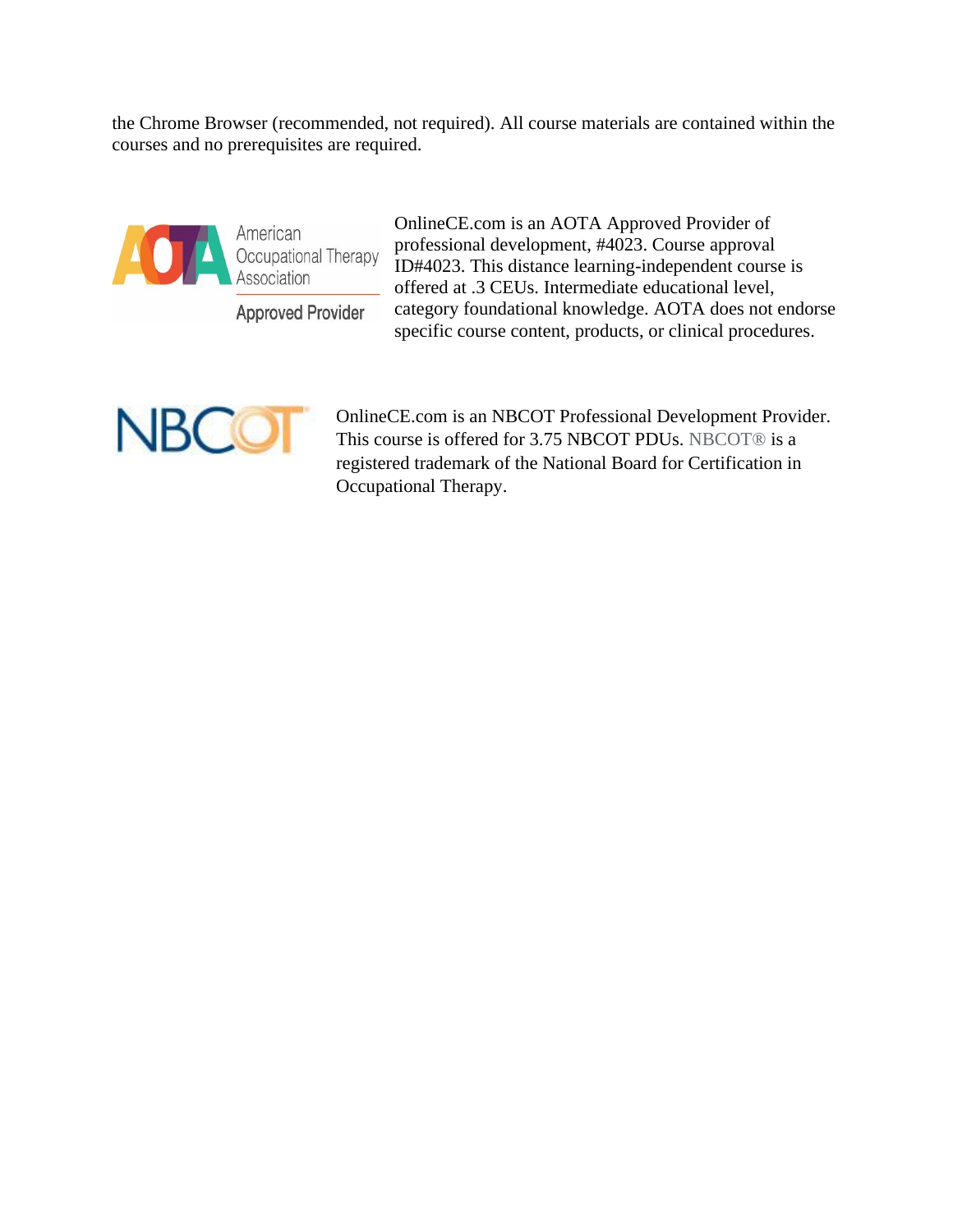the Chrome Browser (recommended, not required). All course materials are contained within the courses and no prerequisites are required.

American Occupational Therapy Association

Approved Provider

OnlineCE.com is an AOTA Approved Provider of professional development, #4023. Course approval ID#4023. This distance learning-independent course is offered at .3 CEUs. Intermediate educational level, category foundational knowledge. AOTA does not endorse specific course content, products, or clinical procedures.

NBCOT

OnlineCE.com is an NBCOT Professional Development Provider. This course is offered for 3.75 NBCOT PDUs. NBCOT® is a registered trademark of the National Board for Certification in Occupational Therapy.